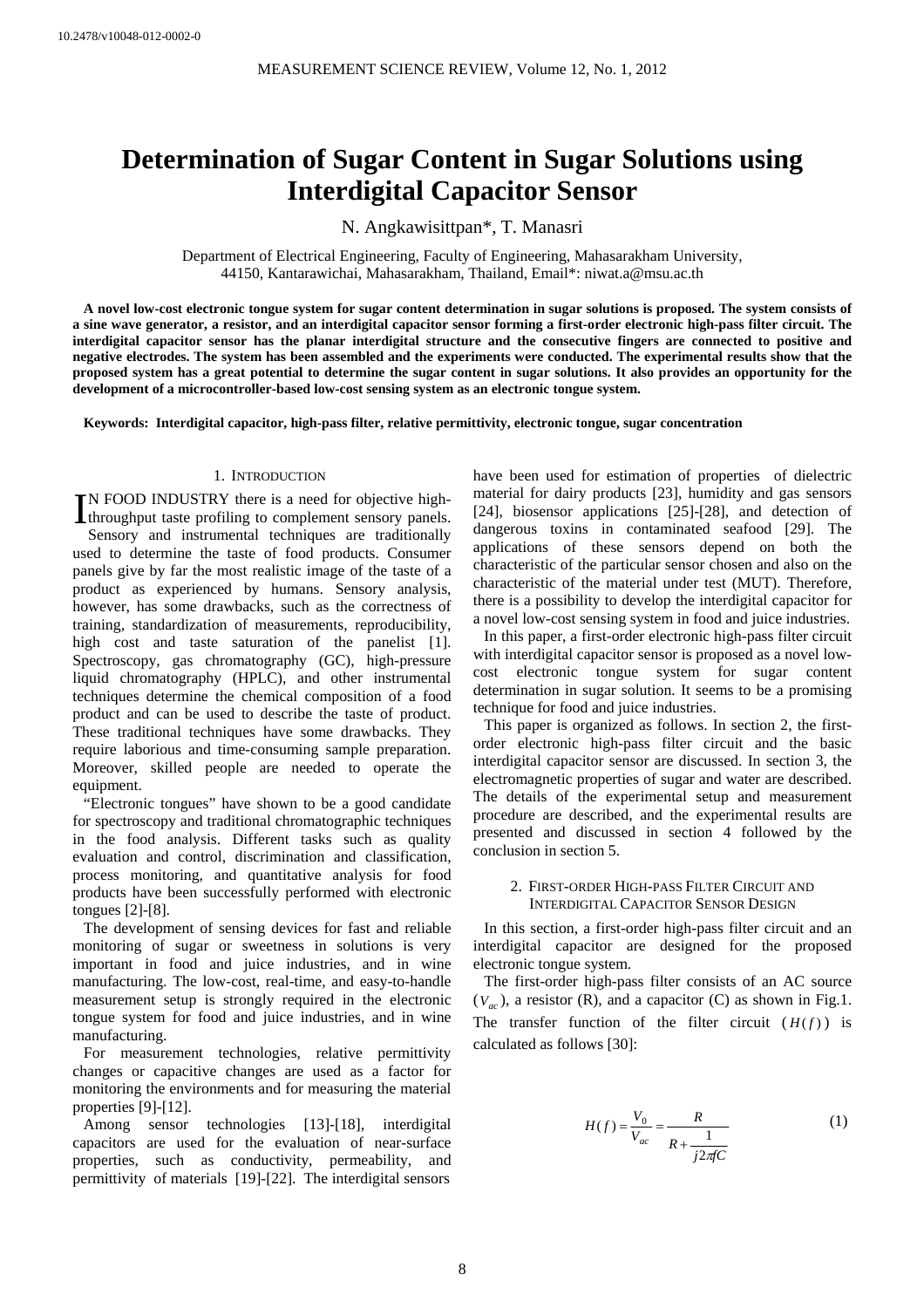10.2478/v10048-012-0002-0

# Determination of Sugar Content in Sugar Solutions using Interdigital Capacitor Sensor

N. Angkawisittpan*, T. Manasri

Department of Electrical Engineering, Faculty of Engineering, Mahasarakham University, 44150, Kantarawichai, Mahasarakham, Thailand, Email*: niwat.a@msu.ac.th

**A novel low-cost electronic tongue system for sugar content determination in sugar solutions is proposed. The system consists of a sine wave generator, a resistor, and an interdigital capacitor sensor forming a first-order electronic high-pass filter circuit. The interdigital capacitor sensor has the planar interdigital structure and the consecutive fingers are connected to positive and negative electrodes. The system has been assembled and the experiments were conducted. The experimental results show that the proposed system has a great potential to determine the sugar content in sugar solutions. It also provides an opportunity for the development of a microcontroller-based low-cost sensing system as an electronic tongue system.**

**Keywords: Interdigital capacitor, high-pass filter, relative permittivity, electronic tongue, sugar concentration**

## 1. Introduction

IN FOOD INDUSTRY there is a need for objective high-throughput taste profiling to complement sensory panels. Sensory and instrumental techniques are traditionally used to determine the taste of food products. Consumer panels give by far the most realistic image of the taste of a product as experienced by humans. Sensory analysis, however, has some drawbacks, such as the correctness of training, standardization of measurements, reproducibility, high cost and taste saturation of the panelist [1]. Spectroscopy, gas chromatography (GC), high-pressure liquid chromatography (HPLC), and other instrumental techniques determine the chemical composition of a food product and can be used to describe the taste of product. These traditional techniques have some drawbacks. They require laborious and time-consuming sample preparation. Moreover, skilled people are needed to operate the equipment.

"Electronic tongues" have shown to be a good candidate for spectroscopy and traditional chromatographic techniques in the food analysis. Different tasks such as quality evaluation and control, discrimination and classification, process monitoring, and quantitative analysis for food products have been successfully performed with electronic tongues [2]-[8].

The development of sensing devices for fast and reliable monitoring of sugar or sweetness in solutions is very important in food and juice industries, and in wine manufacturing. The low-cost, real-time, and easy-to-handle measurement setup is strongly required in the electronic tongue system for food and juice industries, and in wine manufacturing.

For measurement technologies, relative permittivity changes or capacitive changes are used as a factor for monitoring the environments and for measuring the material properties [9]-[12].

Among sensor technologies [13]-[18], interdigital capacitors are used for the evaluation of near-surface properties, such as conductivity, permeability, and permittivity of materials [19]-[22]. The interdigital sensors have been used for estimation of properties of dielectric material for dairy products [23], humidity and gas sensors [24], biosensor applications [25]-[28], and detection of dangerous toxins in contaminated seafood [29]. The applications of these sensors depend on both the characteristic of the particular sensor chosen and also on the characteristic of the material under test (MUT). Therefore, there is a possibility to develop the interdigital capacitor for a novel low-cost sensing system in food and juice industries.

In this paper, a first-order electronic high-pass filter circuit with interdigital capacitor sensor is proposed as a novel low-cost electronic tongue system for sugar content determination in sugar solution. It seems to be a promising technique for food and juice industries.

This paper is organized as follows. In section 2, the first-order electronic high-pass filter circuit and the basic interdigital capacitor sensor are discussed. In section 3, the electromagnetic properties of sugar and water are described. The details of the experimental setup and measurement procedure are described, and the experimental results are presented and discussed in section 4 followed by the conclusion in section 5.

## 2. First-order High-pass Filter Circuit and Interdigital Capacitor Sensor Design

In this section, a first-order high-pass filter circuit and an interdigital capacitor are designed for the proposed electronic tongue system.

The first-order high-pass filter consists of an AC source ($V_{ac}$), a resistor (R), and a capacitor (C) as shown in Fig.1. The transfer function of the filter circuit ($H(f)$) is calculated as follows [30]:

$$H(f) = \frac{V_0}{V_{ac}} = \frac{R}{R + \dfrac{1}{j2\pi fC}} \tag{1}$$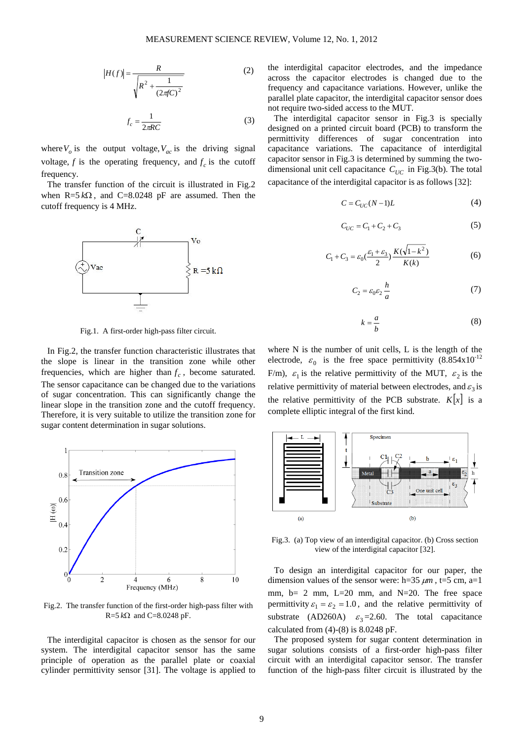$$|H(f)| = \frac{R}{\sqrt{R^2 + \frac{1}{(2\pi fC)^2}}} \tag{2}$$

$$f_c = \frac{1}{2\pi RC} \tag{3}$$

where $V_o$ is the output voltage, $V_{ac}$ is the driving signal voltage, $f$ is the operating frequency, and $f_c$ is the cutoff frequency.

The transfer function of the circuit is illustrated in Fig.2 when R=5 $k\Omega$, and C=8.0248 pF are assumed. Then the cutoff frequency is 4 MHz.

Fig.1. A first-order high-pass filter circuit.

In Fig.2, the transfer function characteristic illustrates that the slope is linear in the transition zone while other frequencies, which are higher than $f_c$, become saturated. The sensor capacitance can be changed due to the variations of sugar concentration. This can significantly change the linear slope in the transition zone and the cutoff frequency. Therefore, it is very suitable to utilize the transition zone for sugar content determination in sugar solutions.

Fig.2. The transfer function of the first-order high-pass filter with R=5 $k\Omega$ and C=8.0248 pF.

The interdigital capacitor is chosen as the sensor for our system. The interdigital capacitor sensor has the same principle of operation as the parallel plate or coaxial cylinder permittivity sensor [31]. The voltage is applied to the interdigital capacitor electrodes, and the impedance across the capacitor electrodes is changed due to the frequency and capacitance variations. However, unlike the parallel plate capacitor, the interdigital capacitor sensor does not require two-sided access to the MUT.

The interdigital capacitor sensor in Fig.3 is specially designed on a printed circuit board (PCB) to transform the permittivity differences of sugar concentration into capacitance variations. The capacitance of interdigital capacitor sensor in Fig.3 is determined by summing the two-dimensional unit cell capacitance $C_{UC}$ in Fig.3(b). The total capacitance of the interdigital capacitor is as follows [32]:

$$C = C_{UC}(N-1)L \tag{4}$$

$$C_{UC} = C_1 + C_2 + C_3 \tag{5}$$

$$C_1 + C_3 = \varepsilon_0\left(\frac{\varepsilon_1 + \varepsilon_3}{2}\right)\frac{K(\sqrt{1-k^2})}{K(k)} \tag{6}$$

$$C_2 = \varepsilon_0\varepsilon_2\frac{h}{a} \tag{7}$$

$$k = \frac{a}{b} \tag{8}$$

where N is the number of unit cells, L is the length of the electrode, $\varepsilon_0$ is the free space permittivity (8.854x10$^{-12}$ F/m), $\varepsilon_1$ is the relative permittivity of the MUT, $\varepsilon_2$ is the relative permittivity of material between electrodes, and $\varepsilon_3$ is the relative permittivity of the PCB substrate. $K[x]$ is a complete elliptic integral of the first kind.

Fig.3. (a) Top view of an interdigital capacitor. (b) Cross section view of the interdigital capacitor [32].

To design an interdigital capacitor for our paper, the dimension values of the sensor were: h=35 $\mu m$, t=5 cm, a=1 mm, b= 2 mm, L=20 mm, and N=20. The free space permittivity $\varepsilon_1 = \varepsilon_2 = 1.0$, and the relative permittivity of substrate (AD260A) $\varepsilon_3$=2.60. The total capacitance calculated from (4)-(8) is 8.0248 pF.

The proposed system for sugar content determination in sugar solutions consists of a first-order high-pass filter circuit with an interdigital capacitor sensor. The transfer function of the high-pass filter circuit is illustrated by the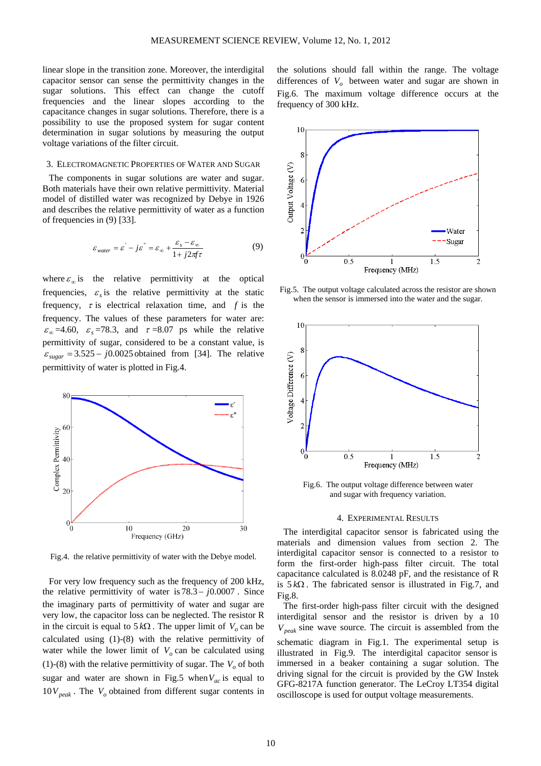linear slope in the transition zone. Moreover, the interdigital capacitor sensor can sense the permittivity changes in the sugar solutions. This effect can change the cutoff frequencies and the linear slopes according to the capacitance changes in sugar solutions. Therefore, there is a possibility to use the proposed system for sugar content determination in sugar solutions by measuring the output voltage variations of the filter circuit.

## 3. Electromagnetic Properties of Water and Sugar

The components in sugar solutions are water and sugar. Both materials have their own relative permittivity. Material model of distilled water was recognized by Debye in 1926 and describes the relative permittivity of water as a function of frequencies in (9) [33].

$$\varepsilon_{water} = \varepsilon' - j\varepsilon'' = \varepsilon_\infty + \frac{\varepsilon_s - \varepsilon_\infty}{1 + j2\pi f\tau} \tag{9}$$

where $\varepsilon_\infty$ is the relative permittivity at the optical frequencies, $\varepsilon_s$ is the relative permittivity at the static frequency, $\tau$ is electrical relaxation time, and $f$ is the frequency. The values of these parameters for water are: $\varepsilon_\infty$ =4.60, $\varepsilon_s$ =78.3, and $\tau$ =8.07 ps while the relative permittivity of sugar, considered to be a constant value, is $\varepsilon_{sugar} = 3.525 - j0.0025$ obtained from [34]. The relative permittivity of water is plotted in Fig.4.

Fig.4. the relative permittivity of water with the Debye model.

For very low frequency such as the frequency of 200 kHz, the relative permittivity of water is $78.3 - j0.0007$. Since the imaginary parts of permittivity of water and sugar are very low, the capacitor loss can be neglected. The resistor R in the circuit is equal to $5\,k\Omega$. The upper limit of $V_o$ can be calculated using (1)-(8) with the relative permittivity of water while the lower limit of $V_o$ can be calculated using (1)-(8) with the relative permittivity of sugar. The $V_o$ of both sugar and water are shown in Fig.5 when $V_{ac}$ is equal to $10V_{peak}$. The $V_o$ obtained from different sugar contents in the solutions should fall within the range. The voltage differences of $V_o$ between water and sugar are shown in Fig.6. The maximum voltage difference occurs at the frequency of 300 kHz.

Fig.5. The output voltage calculated across the resistor are shown when the sensor is immersed into the water and the sugar.

Fig.6. The output voltage difference between water and sugar with frequency variation.

## 4. Experimental Results

The interdigital capacitor sensor is fabricated using the materials and dimension values from section 2. The interdigital capacitor sensor is connected to a resistor to form the first-order high-pass filter circuit. The total capacitance calculated is 8.0248 pF, and the resistance of R is $5\,k\Omega$. The fabricated sensor is illustrated in Fig.7, and Fig.8.

The first-order high-pass filter circuit with the designed interdigital sensor and the resistor is driven by a 10 $V_{peak}$ sine wave source. The circuit is assembled from the schematic diagram in Fig.1. The experimental setup is illustrated in Fig.9. The interdigital capacitor sensor is immersed in a beaker containing a sugar solution. The driving signal for the circuit is provided by the GW Instek GFG-8217A function generator. The LeCroy LT354 digital oscilloscope is used for output voltage measurements.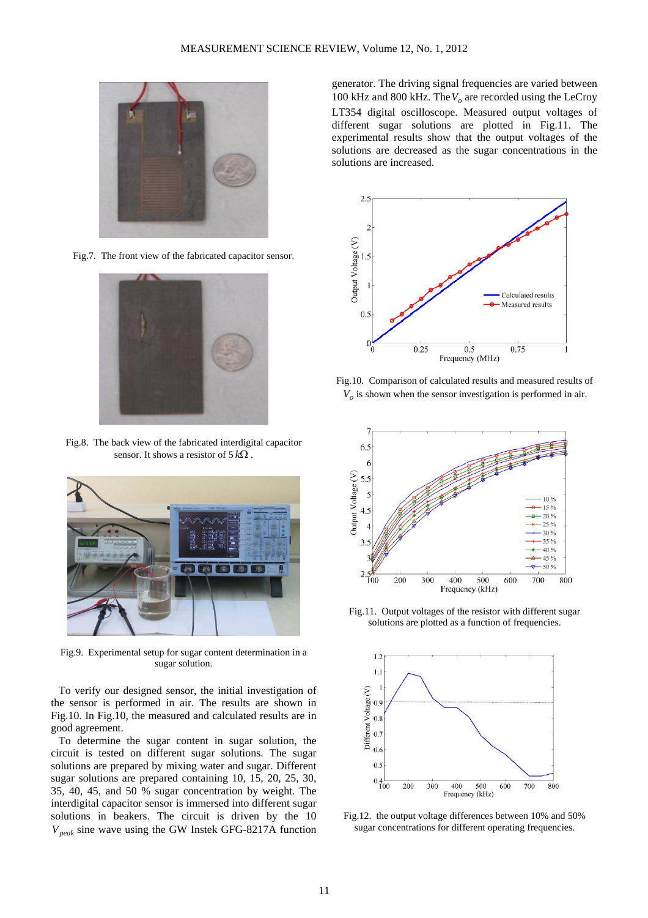Fig.7. The front view of the fabricated capacitor sensor.

Fig.8. The back view of the fabricated interdigital capacitor sensor. It shows a resistor of 5 $k\Omega$ .

Fig.9. Experimental setup for sugar content determination in a sugar solution.

To verify our designed sensor, the initial investigation of the sensor is performed in air. The results are shown in Fig.10. In Fig.10, the measured and calculated results are in good agreement.

To determine the sugar content in sugar solution, the circuit is tested on different sugar solutions. The sugar solutions are prepared by mixing water and sugar. Different sugar solutions are prepared containing 10, 15, 20, 25, 30, 35, 40, 45, and 50 % sugar concentration by weight. The interdigital capacitor sensor is immersed into different sugar solutions in beakers. The circuit is driven by the 10 $V_{peak}$ sine wave using the GW Instek GFG-8217A function generator. The driving signal frequencies are varied between 100 kHz and 800 kHz. The $V_o$ are recorded using the LeCroy LT354 digital oscilloscope. Measured output voltages of different sugar solutions are plotted in Fig.11. The experimental results show that the output voltages of the solutions are decreased as the sugar concentrations in the solutions are increased.

Fig.10. Comparison of calculated results and measured results of $V_o$ is shown when the sensor investigation is performed in air.

Fig.11. Output voltages of the resistor with different sugar solutions are plotted as a function of frequencies.

Fig.12. the output voltage differences between 10% and 50% sugar concentrations for different operating frequencies.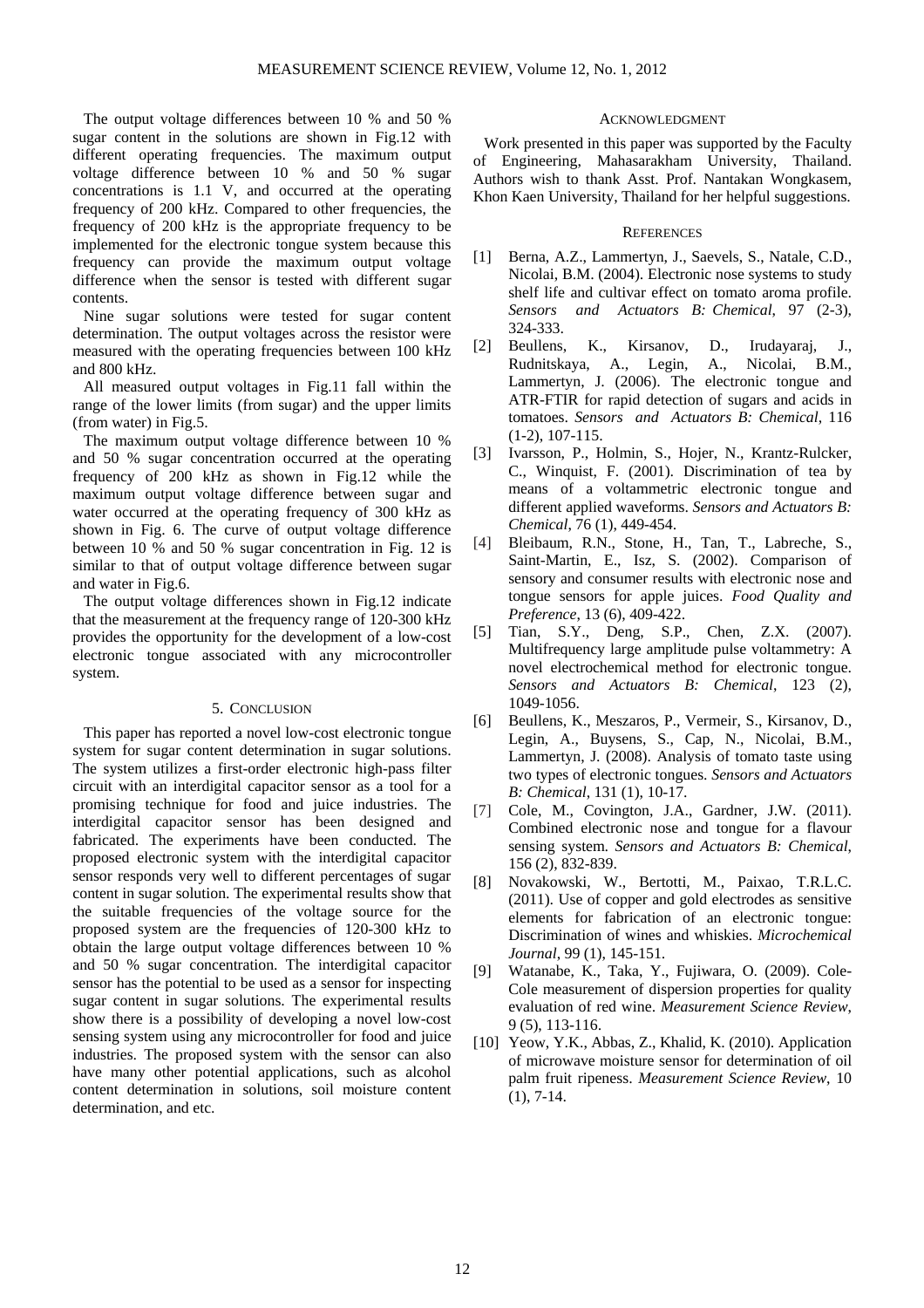The output voltage differences between 10 % and 50 % sugar content in the solutions are shown in Fig.12 with different operating frequencies. The maximum output voltage difference between 10 % and 50 % sugar concentrations is 1.1 V, and occurred at the operating frequency of 200 kHz. Compared to other frequencies, the frequency of 200 kHz is the appropriate frequency to be implemented for the electronic tongue system because this frequency can provide the maximum output voltage difference when the sensor is tested with different sugar contents.

Nine sugar solutions were tested for sugar content determination. The output voltages across the resistor were measured with the operating frequencies between 100 kHz and 800 kHz.

All measured output voltages in Fig.11 fall within the range of the lower limits (from sugar) and the upper limits (from water) in Fig.5.

The maximum output voltage difference between 10 % and 50 % sugar concentration occurred at the operating frequency of 200 kHz as shown in Fig.12 while the maximum output voltage difference between sugar and water occurred at the operating frequency of 300 kHz as shown in Fig. 6. The curve of output voltage difference between 10 % and 50 % sugar concentration in Fig. 12 is similar to that of output voltage difference between sugar and water in Fig.6.

The output voltage differences shown in Fig.12 indicate that the measurement at the frequency range of 120-300 kHz provides the opportunity for the development of a low-cost electronic tongue associated with any microcontroller system.

## 5. Conclusion

This paper has reported a novel low-cost electronic tongue system for sugar content determination in sugar solutions. The system utilizes a first-order electronic high-pass filter circuit with an interdigital capacitor sensor as a tool for a promising technique for food and juice industries. The interdigital capacitor sensor has been designed and fabricated. The experiments have been conducted. The proposed electronic system with the interdigital capacitor sensor responds very well to different percentages of sugar content in sugar solution. The experimental results show that the suitable frequencies of the voltage source for the proposed system are the frequencies of 120-300 kHz to obtain the large output voltage differences between 10 % and 50 % sugar concentration. The interdigital capacitor sensor has the potential to be used as a sensor for inspecting sugar content in sugar solutions. The experimental results show there is a possibility of developing a novel low-cost sensing system using any microcontroller for food and juice industries. The proposed system with the sensor can also have many other potential applications, such as alcohol content determination in solutions, soil moisture content determination, and etc.

## Acknowledgment

Work presented in this paper was supported by the Faculty of Engineering, Mahasarakham University, Thailand. Authors wish to thank Asst. Prof. Nantakan Wongkasem, Khon Kaen University, Thailand for her helpful suggestions.

## References

[1] Berna, A.Z., Lammertyn, J., Saevels, S., Natale, C.D., Nicolai, B.M. (2004). Electronic nose systems to study shelf life and cultivar effect on tomato aroma profile. *Sensors and Actuators B: Chemical*, 97 (2-3), 324-333.

[2] Beullens, K., Kirsanov, D., Irudayaraj, J., Rudnitskaya, A., Legin, A., Nicolai, B.M., Lammertyn, J. (2006). The electronic tongue and ATR-FTIR for rapid detection of sugars and acids in tomatoes. *Sensors and Actuators B: Chemical*, 116 (1-2), 107-115.

[3] Ivarsson, P., Holmin, S., Hojer, N., Krantz-Rulcker, C., Winquist, F. (2001). Discrimination of tea by means of a voltammetric electronic tongue and different applied waveforms. *Sensors and Actuators B: Chemical*, 76 (1), 449-454.

[4] Bleibaum, R.N., Stone, H., Tan, T., Labreche, S., Saint-Martin, E., Isz, S. (2002). Comparison of sensory and consumer results with electronic nose and tongue sensors for apple juices. *Food Quality and Preference*, 13 (6), 409-422.

[5] Tian, S.Y., Deng, S.P., Chen, Z.X. (2007). Multifrequency large amplitude pulse voltammetry: A novel electrochemical method for electronic tongue. *Sensors and Actuators B: Chemical*, 123 (2), 1049-1056.

[6] Beullens, K., Meszaros, P., Vermeir, S., Kirsanov, D., Legin, A., Buysens, S., Cap, N., Nicolai, B.M., Lammertyn, J. (2008). Analysis of tomato taste using two types of electronic tongues. *Sensors and Actuators B: Chemical*, 131 (1), 10-17.

[7] Cole, M., Covington, J.A., Gardner, J.W. (2011). Combined electronic nose and tongue for a flavour sensing system. *Sensors and Actuators B: Chemical*, 156 (2), 832-839.

[8] Novakowski, W., Bertotti, M., Paixao, T.R.L.C. (2011). Use of copper and gold electrodes as sensitive elements for fabrication of an electronic tongue: Discrimination of wines and whiskies. *Microchemical Journal*, 99 (1), 145-151.

[9] Watanabe, K., Taka, Y., Fujiwara, O. (2009). Cole-Cole measurement of dispersion properties for quality evaluation of red wine. *Measurement Science Review*, 9 (5), 113-116.

[10] Yeow, Y.K., Abbas, Z., Khalid, K. (2010). Application of microwave moisture sensor for determination of oil palm fruit ripeness. *Measurement Science Review*, 10 (1), 7-14.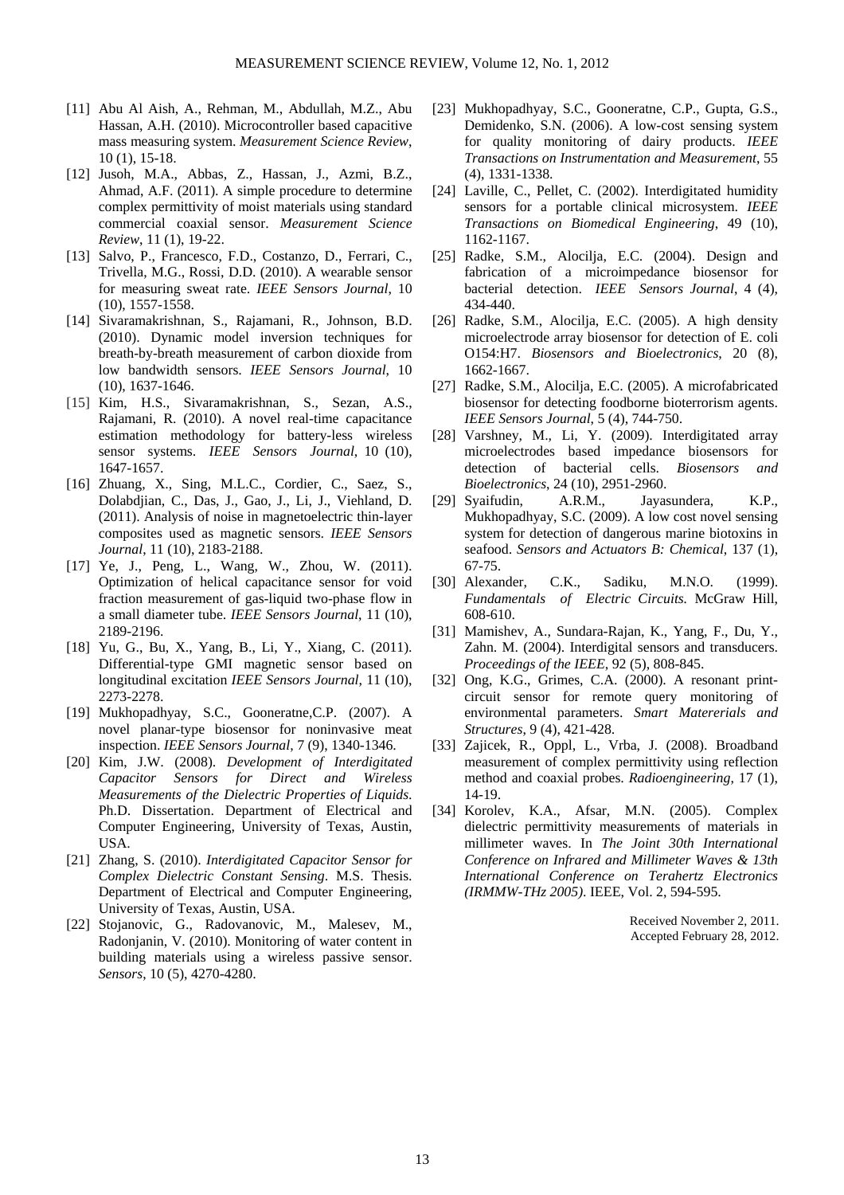[11] Abu Al Aish, A., Rehman, M., Abdullah, M.Z., Abu Hassan, A.H. (2010). Microcontroller based capacitive mass measuring system. *Measurement Science Review*, 10 (1), 15-18.

[12] Jusoh, M.A., Abbas, Z., Hassan, J., Azmi, B.Z., Ahmad, A.F. (2011). A simple procedure to determine complex permittivity of moist materials using standard commercial coaxial sensor. *Measurement Science Review*, 11 (1), 19-22.

[13] Salvo, P., Francesco, F.D., Costanzo, D., Ferrari, C., Trivella, M.G., Rossi, D.D. (2010). A wearable sensor for measuring sweat rate. *IEEE Sensors Journal*, 10 (10), 1557-1558.

[14] Sivaramakrishnan, S., Rajamani, R., Johnson, B.D. (2010). Dynamic model inversion techniques for breath-by-breath measurement of carbon dioxide from low bandwidth sensors. *IEEE Sensors Journal*, 10 (10), 1637-1646.

[15] Kim, H.S., Sivaramakrishnan, S., Sezan, A.S., Rajamani, R. (2010). A novel real-time capacitance estimation methodology for battery-less wireless sensor systems. *IEEE Sensors Journal*, 10 (10), 1647-1657.

[16] Zhuang, X., Sing, M.L.C., Cordier, C., Saez, S., Dolabdjian, C., Das, J., Gao, J., Li, J., Viehland, D. (2011). Analysis of noise in magnetoelectric thin-layer composites used as magnetic sensors. *IEEE Sensors Journal*, 11 (10), 2183-2188.

[17] Ye, J., Peng, L., Wang, W., Zhou, W. (2011). Optimization of helical capacitance sensor for void fraction measurement of gas-liquid two-phase flow in a small diameter tube. *IEEE Sensors Journal*, 11 (10), 2189-2196.

[18] Yu, G., Bu, X., Yang, B., Li, Y., Xiang, C. (2011). Differential-type GMI magnetic sensor based on longitudinal excitation *IEEE Sensors Journal*, 11 (10), 2273-2278.

[19] Mukhopadhyay, S.C., Gooneratne,C.P. (2007). A novel planar-type biosensor for noninvasive meat inspection. *IEEE Sensors Journal*, 7 (9), 1340-1346.

[20] Kim, J.W. (2008). *Development of Interdigitated Capacitor Sensors for Direct and Wireless Measurements of the Dielectric Properties of Liquids*. Ph.D. Dissertation. Department of Electrical and Computer Engineering, University of Texas, Austin, USA.

[21] Zhang, S. (2010). *Interdigitated Capacitor Sensor for Complex Dielectric Constant Sensing*. M.S. Thesis. Department of Electrical and Computer Engineering, University of Texas, Austin, USA.

[22] Stojanovic, G., Radovanovic, M., Malesev, M., Radonjanin, V. (2010). Monitoring of water content in building materials using a wireless passive sensor. *Sensors*, 10 (5), 4270-4280.

[23] Mukhopadhyay, S.C., Gooneratne, C.P., Gupta, G.S., Demidenko, S.N. (2006). A low-cost sensing system for quality monitoring of dairy products. *IEEE Transactions on Instrumentation and Measurement*, 55 (4), 1331-1338.

[24] Laville, C., Pellet, C. (2002). Interdigitated humidity sensors for a portable clinical microsystem. *IEEE Transactions on Biomedical Engineering*, 49 (10), 1162-1167.

[25] Radke, S.M., Alocilja, E.C. (2004). Design and fabrication of a microimpedance biosensor for bacterial detection. *IEEE Sensors Journal*, 4 (4), 434-440.

[26] Radke, S.M., Alocilja, E.C. (2005). A high density microelectrode array biosensor for detection of E. coli O154:H7. *Biosensors and Bioelectronics*, 20 (8), 1662-1667.

[27] Radke, S.M., Alocilja, E.C. (2005). A microfabricated biosensor for detecting foodborne bioterrorism agents. *IEEE Sensors Journal*, 5 (4), 744-750.

[28] Varshney, M., Li, Y. (2009). Interdigitated array microelectrodes based impedance biosensors for detection of bacterial cells. *Biosensors and Bioelectronics*, 24 (10), 2951-2960.

[29] Syaifudin, A.R.M., Jayasundera, K.P., Mukhopadhyay, S.C. (2009). A low cost novel sensing system for detection of dangerous marine biotoxins in seafood. *Sensors and Actuators B: Chemical*, 137 (1), 67-75.

[30] Alexander, C.K., Sadiku, M.N.O. (1999). *Fundamentals of Electric Circuits.* McGraw Hill, 608-610.

[31] Mamishev, A., Sundara-Rajan, K., Yang, F., Du, Y., Zahn. M. (2004). Interdigital sensors and transducers. *Proceedings of the IEEE*, 92 (5), 808-845.

[32] Ong, K.G., Grimes, C.A. (2000). A resonant print-circuit sensor for remote query monitoring of environmental parameters. *Smart Matererials and Structures*, 9 (4), 421-428.

[33] Zajicek, R., Oppl, L., Vrba, J. (2008). Broadband measurement of complex permittivity using reflection method and coaxial probes. *Radioengineering*, 17 (1), 14-19.

[34] Korolev, K.A., Afsar, M.N. (2005). Complex dielectric permittivity measurements of materials in millimeter waves. In *The Joint 30th International Conference on Infrared and Millimeter Waves & 13th International Conference on Terahertz Electronics (IRMMW-THz 2005)*. IEEE, Vol. 2, 594-595.

Received November 2, 2011.
Accepted February 28, 2012.